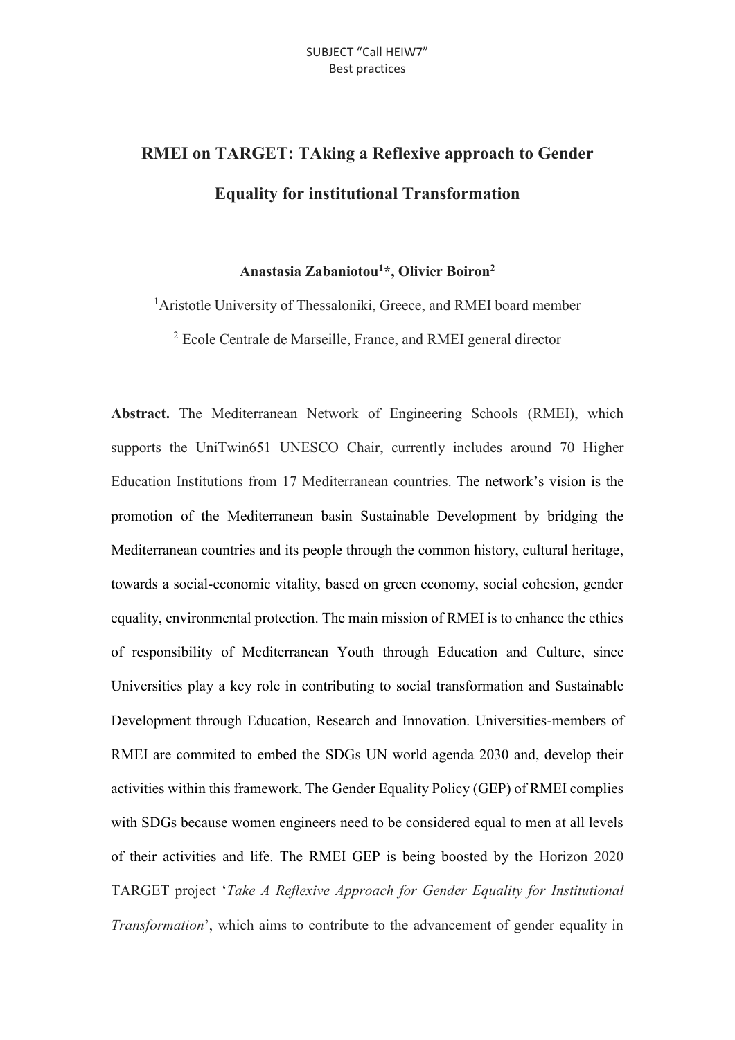SUBJECT "Call HEIW7"
Best practices

# RMEI on TARGET: TAking a Reflexive approach to Gender Equality for institutional Transformation

**Anastasia Zabaniotou[1]*, Olivier Boiron[2]**

[1]Aristotle University of Thessaloniki, Greece, and RMEI board member

[2] Ecole Centrale de Marseille, France, and RMEI general director

**Abstract.** The Mediterranean Network of Engineering Schools (RMEI), which supports the UniTwin651 UNESCO Chair, currently includes around 70 Higher Education Institutions from 17 Mediterranean countries. The network's vision is the promotion of the Mediterranean basin Sustainable Development by bridging the Mediterranean countries and its people through the common history, cultural heritage, towards a social-economic vitality, based on green economy, social cohesion, gender equality, environmental protection. The main mission of RMEI is to enhance the ethics of responsibility of Mediterranean Youth through Education and Culture, since Universities play a key role in contributing to social transformation and Sustainable Development through Education, Research and Innovation. Universities-members of RMEI are commited to embed the SDGs UN world agenda 2030 and, develop their activities within this framework. The Gender Equality Policy (GEP) of RMEI complies with SDGs because women engineers need to be considered equal to men at all levels of their activities and life. The RMEI GEP is being boosted by the Horizon 2020 TARGET project '*Take A Reflexive Approach for Gender Equality for Institutional Transformation*', which aims to contribute to the advancement of gender equality in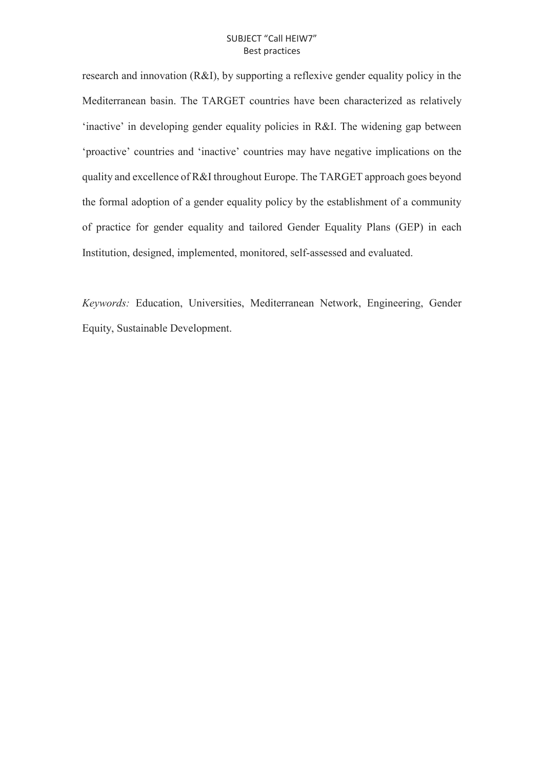research and innovation (R&I), by supporting a reflexive gender equality policy in the Mediterranean basin. The TARGET countries have been characterized as relatively 'inactive' in developing gender equality policies in R&I. The widening gap between 'proactive' countries and 'inactive' countries may have negative implications on the quality and excellence of R&I throughout Europe. The TARGET approach goes beyond the formal adoption of a gender equality policy by the establishment of a community of practice for gender equality and tailored Gender Equality Plans (GEP) in each Institution, designed, implemented, monitored, self-assessed and evaluated.

*Keywords:* Education, Universities, Mediterranean Network, Engineering, Gender Equity, Sustainable Development.